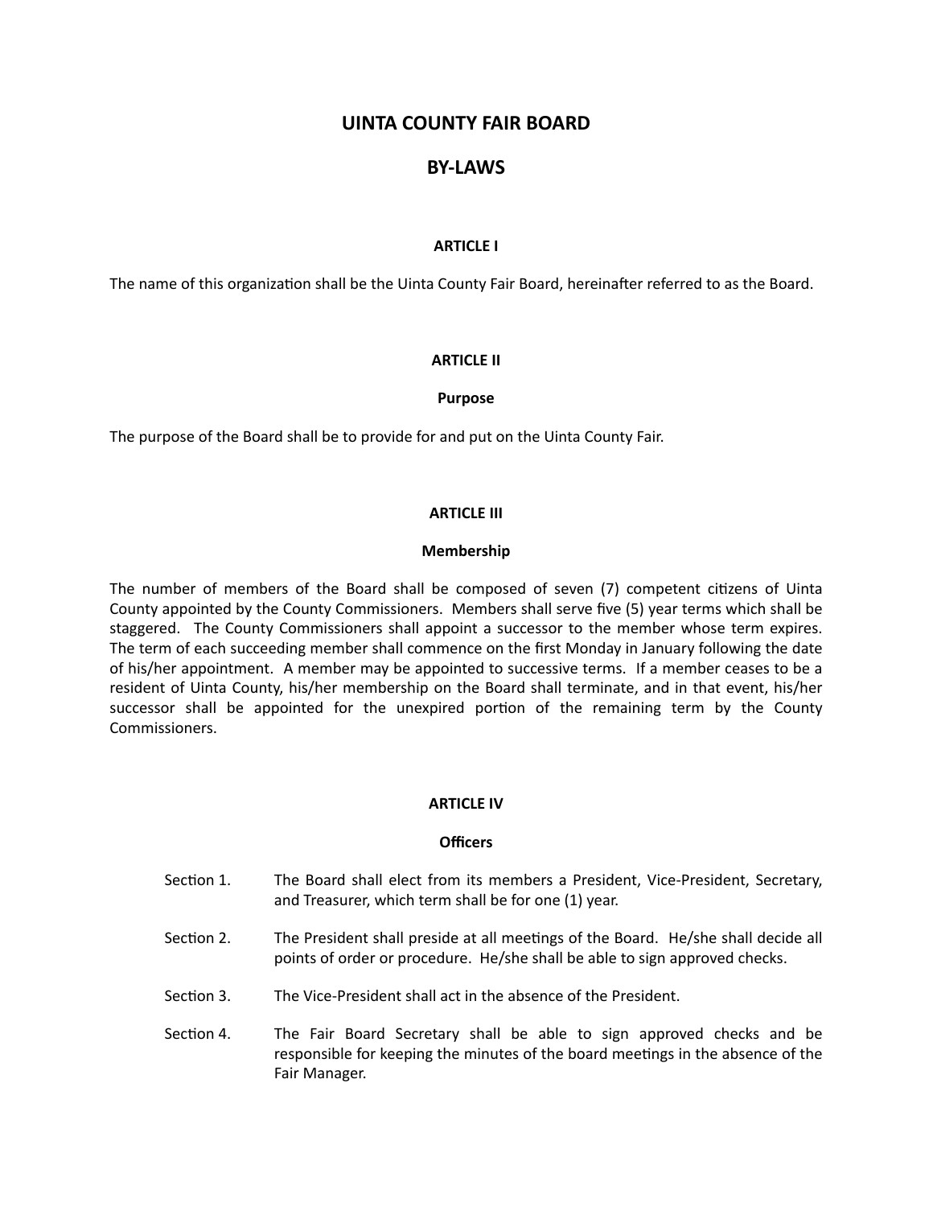# UINTA COUNTY FAIR BOARD

# BY-LAWS

## ARTICLE I

The name of this organization shall be the Uinta County Fair Board, hereinafter referred to as the Board.

## ARTICLE II

### Purpose

The purpose of the Board shall be to provide for and put on the Uinta County Fair.

## ARTICLE III

### Membership

The number of members of the Board shall be composed of seven (7) competent citizens of Uinta County appointed by the County Commissioners. Members shall serve five (5) year terms which shall be staggered. The County Commissioners shall appoint a successor to the member whose term expires. The term of each succeeding member shall commence on the first Monday in January following the date of his/her appointment. A member may be appointed to successive terms. If a member ceases to be a resident of Uinta County, his/her membership on the Board shall terminate, and in that event, his/her successor shall be appointed for the unexpired portion of the remaining term by the County Commissioners.

## ARTICLE IV

### Officers

Section 1. The Board shall elect from its members a President, Vice-President, Secretary, and Treasurer, which term shall be for one (1) year.

Section 2. The President shall preside at all meetings of the Board. He/she shall decide all points of order or procedure. He/she shall be able to sign approved checks.

Section 3. The Vice-President shall act in the absence of the President.

Section 4. The Fair Board Secretary shall be able to sign approved checks and be responsible for keeping the minutes of the board meetings in the absence of the Fair Manager.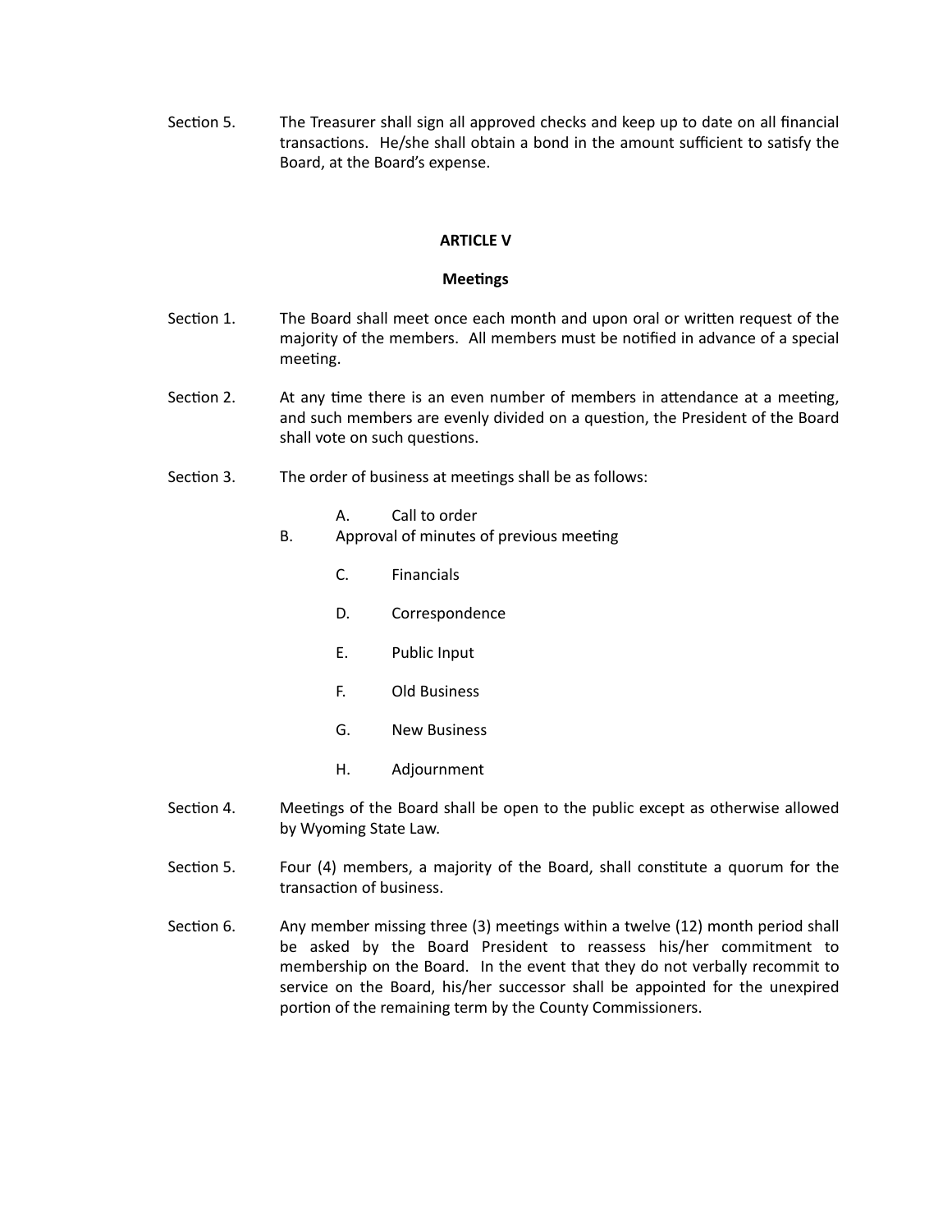Section 5. The Treasurer shall sign all approved checks and keep up to date on all financial transactions. He/she shall obtain a bond in the amount sufficient to satisfy the Board, at the Board's expense.

## ARTICLE V

### Meetings

Section 1. The Board shall meet once each month and upon oral or written request of the majority of the members. All members must be notified in advance of a special meeting.

Section 2. At any time there is an even number of members in attendance at a meeting, and such members are evenly divided on a question, the President of the Board shall vote on such questions.

Section 3. The order of business at meetings shall be as follows:

- A. Call to order
- B. Approval of minutes of previous meeting
- C. Financials
- D. Correspondence
- E. Public Input
- F. Old Business
- G. New Business
- H. Adjournment

Section 4. Meetings of the Board shall be open to the public except as otherwise allowed by Wyoming State Law.

Section 5. Four (4) members, a majority of the Board, shall constitute a quorum for the transaction of business.

Section 6. Any member missing three (3) meetings within a twelve (12) month period shall be asked by the Board President to reassess his/her commitment to membership on the Board. In the event that they do not verbally recommit to service on the Board, his/her successor shall be appointed for the unexpired portion of the remaining term by the County Commissioners.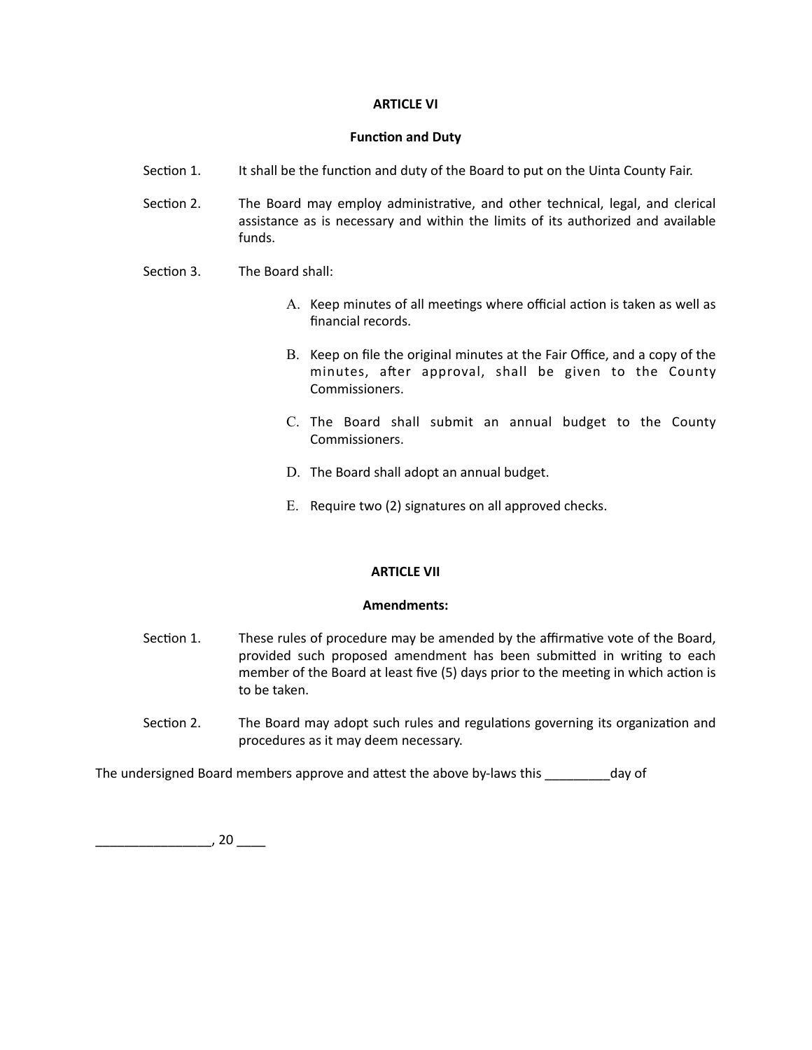## ARTICLE VI

### Function and Duty

Section 1. It shall be the function and duty of the Board to put on the Uinta County Fair.

Section 2. The Board may employ administrative, and other technical, legal, and clerical assistance as is necessary and within the limits of its authorized and available funds.

Section 3. The Board shall:

A. Keep minutes of all meetings where official action is taken as well as financial records.

B. Keep on file the original minutes at the Fair Office, and a copy of the minutes, after approval, shall be given to the County Commissioners.

C. The Board shall submit an annual budget to the County Commissioners.

D. The Board shall adopt an annual budget.

E. Require two (2) signatures on all approved checks.

## ARTICLE VII

### Amendments:

Section 1. These rules of procedure may be amended by the affirmative vote of the Board, provided such proposed amendment has been submitted in writing to each member of the Board at least five (5) days prior to the meeting in which action is to be taken.

Section 2. The Board may adopt such rules and regulations governing its organization and procedures as it may deem necessary.

The undersigned Board members approve and attest the above by-laws this _________day of

________________, 20 ____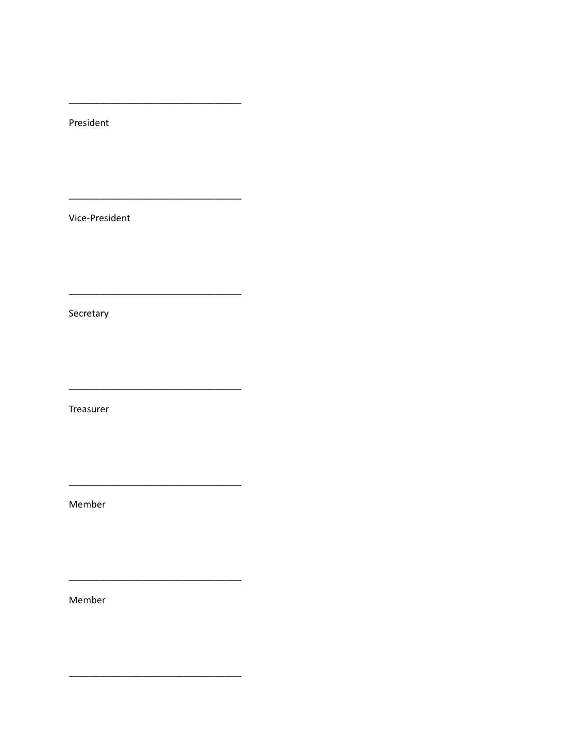________________________________

President

________________________________

Vice-President

________________________________

Secretary

________________________________

Treasurer

________________________________

Member

________________________________

Member

________________________________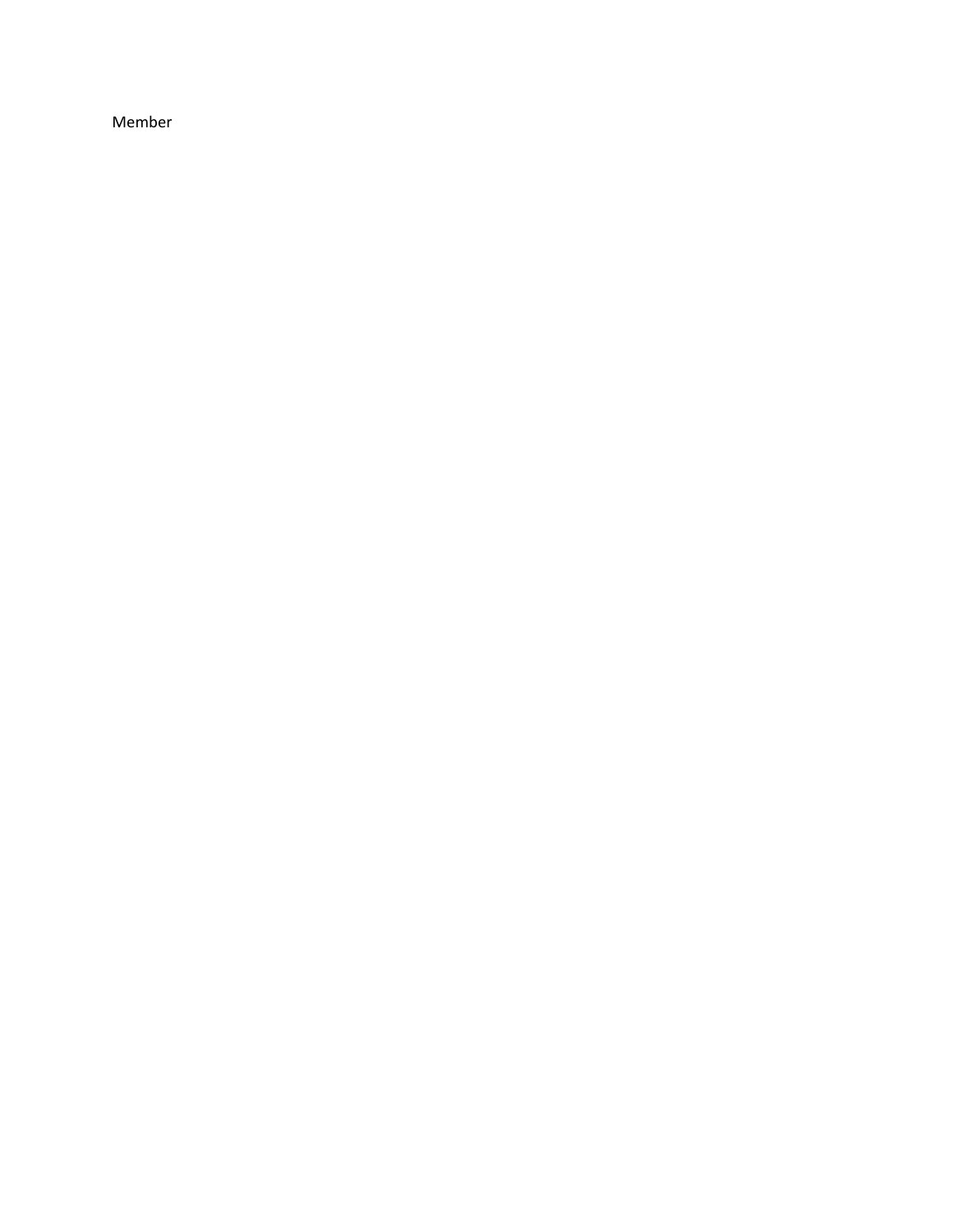Member